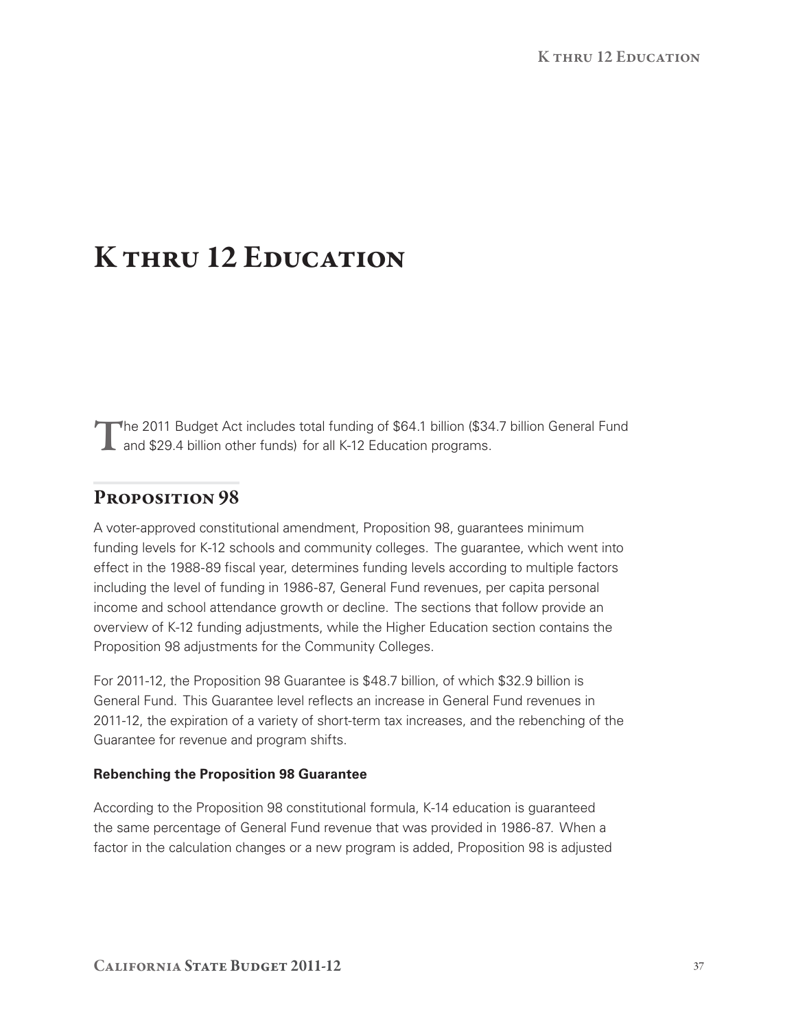# K thru 12 Education

The 2011 Budget Act includes total funding of $64.1 billion ($34.7 billion General Fund and $29.4 billion other funds) for all K-12 Education programs.

## Proposition 98

A voter-approved constitutional amendment, Proposition 98, guarantees minimum funding levels for K-12 schools and community colleges. The guarantee, which went into effect in the 1988-89 fiscal year, determines funding levels according to multiple factors including the level of funding in 1986-87, General Fund revenues, per capita personal income and school attendance growth or decline. The sections that follow provide an overview of K-12 funding adjustments, while the Higher Education section contains the Proposition 98 adjustments for the Community Colleges.

For 2011-12, the Proposition 98 Guarantee is $48.7 billion, of which $32.9 billion is General Fund. This Guarantee level reflects an increase in General Fund revenues in 2011-12, the expiration of a variety of short-term tax increases, and the rebenching of the Guarantee for revenue and program shifts.

**Rebenching the Proposition 98 Guarantee**

According to the Proposition 98 constitutional formula, K-14 education is guaranteed the same percentage of General Fund revenue that was provided in 1986-87. When a factor in the calculation changes or a new program is added, Proposition 98 is adjusted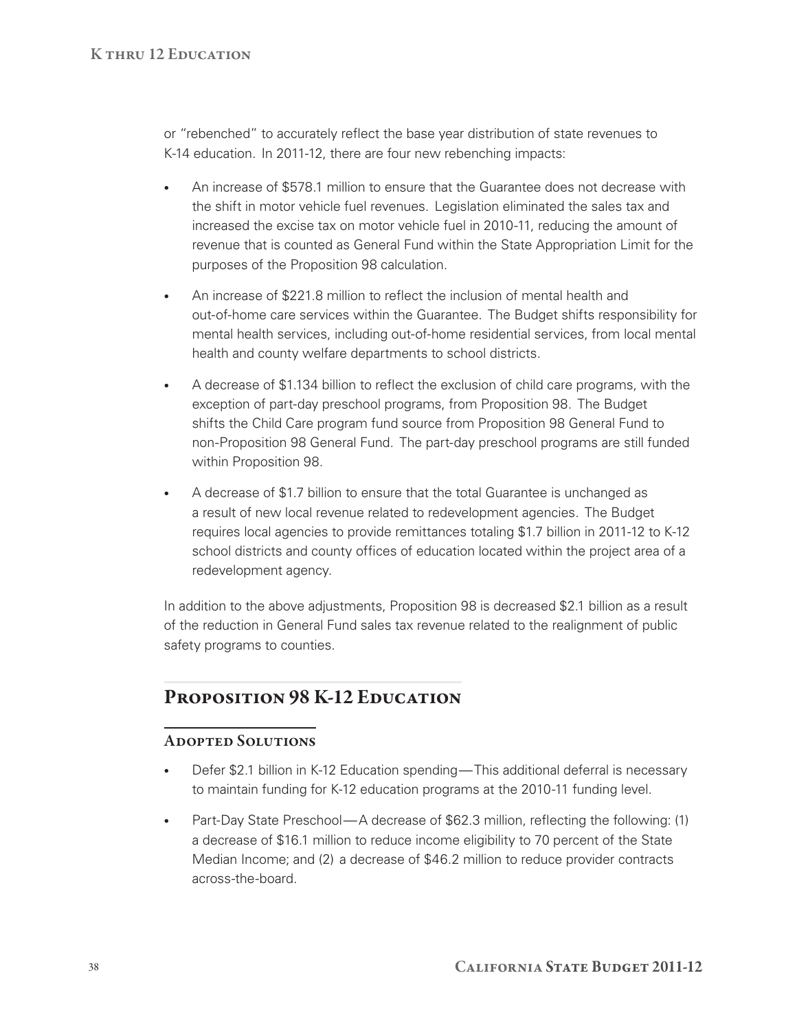or "rebenched" to accurately reflect the base year distribution of state revenues to K-14 education. In 2011-12, there are four new rebenching impacts:

- An increase of $578.1 million to ensure that the Guarantee does not decrease with the shift in motor vehicle fuel revenues. Legislation eliminated the sales tax and increased the excise tax on motor vehicle fuel in 2010-11, reducing the amount of revenue that is counted as General Fund within the State Appropriation Limit for the purposes of the Proposition 98 calculation.
- An increase of $221.8 million to reflect the inclusion of mental health and out-of-home care services within the Guarantee. The Budget shifts responsibility for mental health services, including out-of-home residential services, from local mental health and county welfare departments to school districts.
- A decrease of $1.134 billion to reflect the exclusion of child care programs, with the exception of part-day preschool programs, from Proposition 98. The Budget shifts the Child Care program fund source from Proposition 98 General Fund to non-Proposition 98 General Fund. The part-day preschool programs are still funded within Proposition 98.
- A decrease of $1.7 billion to ensure that the total Guarantee is unchanged as a result of new local revenue related to redevelopment agencies. The Budget requires local agencies to provide remittances totaling $1.7 billion in 2011-12 to K-12 school districts and county offices of education located within the project area of a redevelopment agency.

In addition to the above adjustments, Proposition 98 is decreased $2.1 billion as a result of the reduction in General Fund sales tax revenue related to the realignment of public safety programs to counties.

## Proposition 98 K-12 Education

### Adopted Solutions

- Defer $2.1 billion in K-12 Education spending—This additional deferral is necessary to maintain funding for K-12 education programs at the 2010-11 funding level.
- Part-Day State Preschool—A decrease of $62.3 million, reflecting the following: (1) a decrease of $16.1 million to reduce income eligibility to 70 percent of the State Median Income; and (2) a decrease of $46.2 million to reduce provider contracts across-the-board.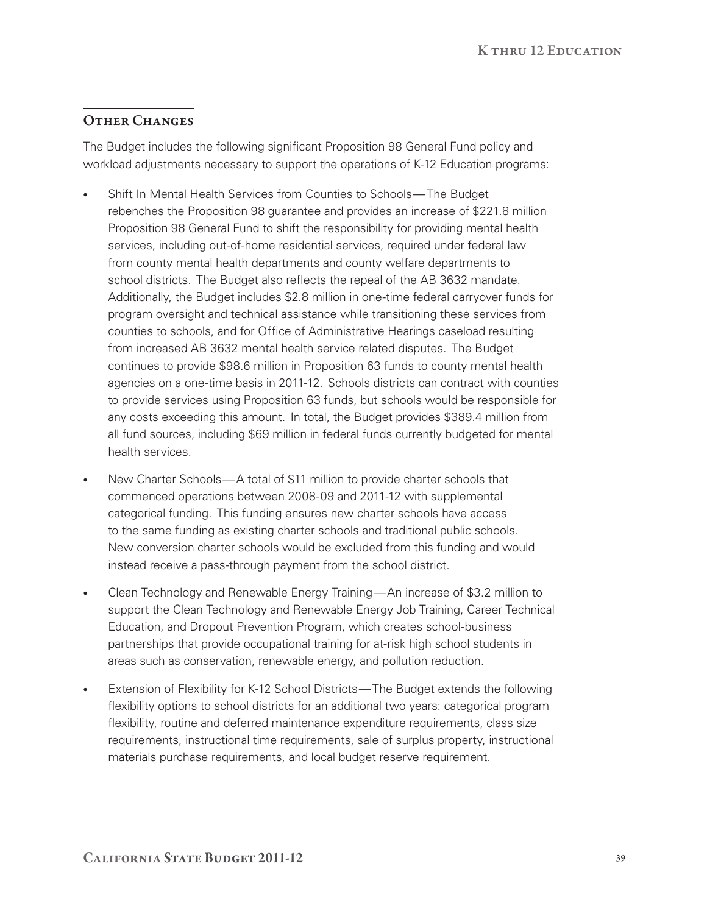## Other Changes

The Budget includes the following significant Proposition 98 General Fund policy and workload adjustments necessary to support the operations of K-12 Education programs:

- Shift In Mental Health Services from Counties to Schools—The Budget rebenches the Proposition 98 guarantee and provides an increase of $221.8 million Proposition 98 General Fund to shift the responsibility for providing mental health services, including out-of-home residential services, required under federal law from county mental health departments and county welfare departments to school districts. The Budget also reflects the repeal of the AB 3632 mandate. Additionally, the Budget includes $2.8 million in one-time federal carryover funds for program oversight and technical assistance while transitioning these services from counties to schools, and for Office of Administrative Hearings caseload resulting from increased AB 3632 mental health service related disputes. The Budget continues to provide $98.6 million in Proposition 63 funds to county mental health agencies on a one-time basis in 2011-12. Schools districts can contract with counties to provide services using Proposition 63 funds, but schools would be responsible for any costs exceeding this amount. In total, the Budget provides $389.4 million from all fund sources, including $69 million in federal funds currently budgeted for mental health services.
- New Charter Schools—A total of $11 million to provide charter schools that commenced operations between 2008-09 and 2011-12 with supplemental categorical funding. This funding ensures new charter schools have access to the same funding as existing charter schools and traditional public schools. New conversion charter schools would be excluded from this funding and would instead receive a pass-through payment from the school district.
- Clean Technology and Renewable Energy Training—An increase of $3.2 million to support the Clean Technology and Renewable Energy Job Training, Career Technical Education, and Dropout Prevention Program, which creates school-business partnerships that provide occupational training for at-risk high school students in areas such as conservation, renewable energy, and pollution reduction.
- Extension of Flexibility for K-12 School Districts—The Budget extends the following flexibility options to school districts for an additional two years: categorical program flexibility, routine and deferred maintenance expenditure requirements, class size requirements, instructional time requirements, sale of surplus property, instructional materials purchase requirements, and local budget reserve requirement.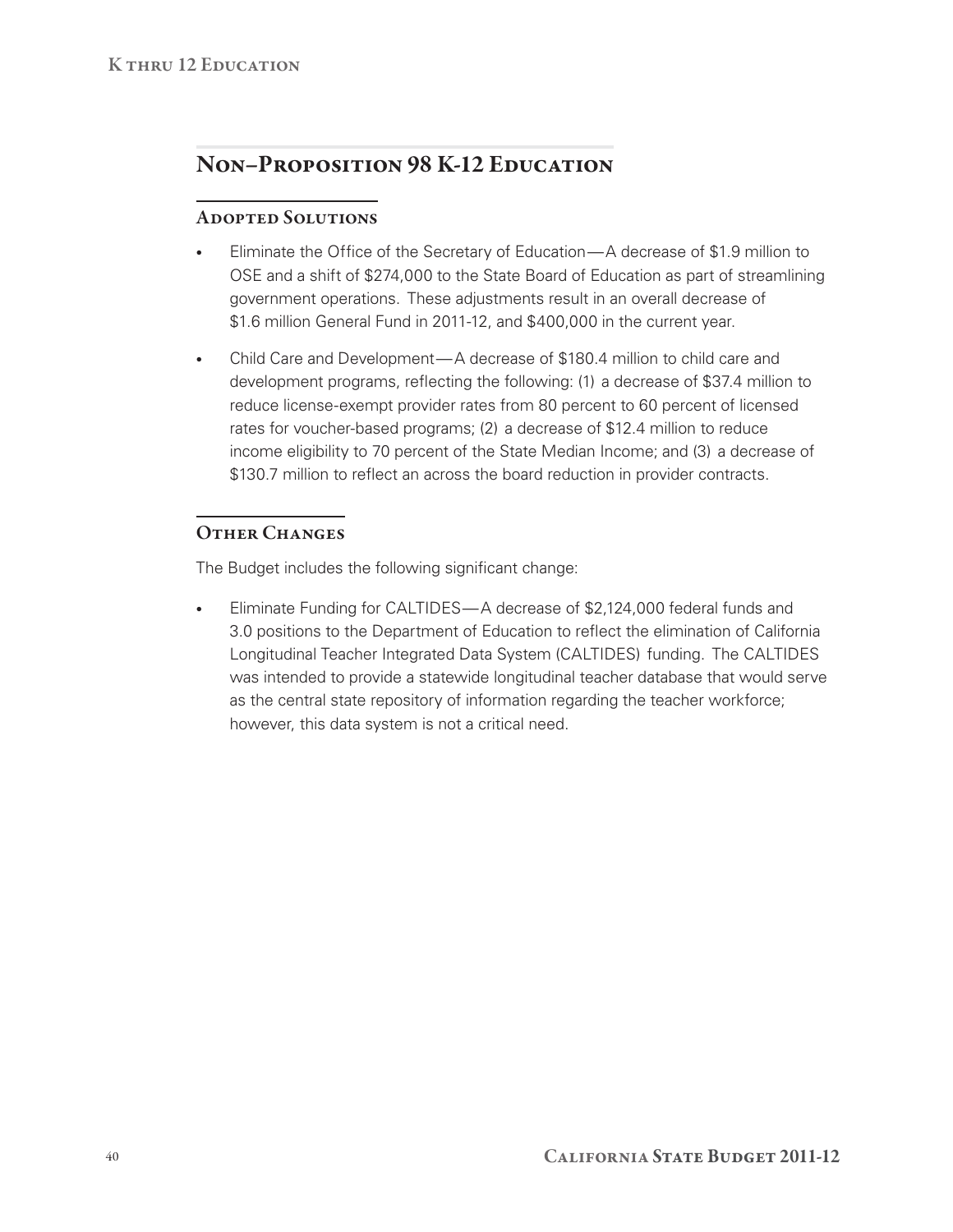## Non–Proposition 98 K-12 Education

### Adopted Solutions

- Eliminate the Office of the Secretary of Education—A decrease of $1.9 million to OSE and a shift of $274,000 to the State Board of Education as part of streamlining government operations. These adjustments result in an overall decrease of $1.6 million General Fund in 2011-12, and $400,000 in the current year.
- Child Care and Development—A decrease of $180.4 million to child care and development programs, reflecting the following: (1) a decrease of $37.4 million to reduce license-exempt provider rates from 80 percent to 60 percent of licensed rates for voucher-based programs; (2) a decrease of $12.4 million to reduce income eligibility to 70 percent of the State Median Income; and (3) a decrease of $130.7 million to reflect an across the board reduction in provider contracts.

### Other Changes

The Budget includes the following significant change:

- Eliminate Funding for CALTIDES—A decrease of $2,124,000 federal funds and 3.0 positions to the Department of Education to reflect the elimination of California Longitudinal Teacher Integrated Data System (CALTIDES) funding. The CALTIDES was intended to provide a statewide longitudinal teacher database that would serve as the central state repository of information regarding the teacher workforce; however, this data system is not a critical need.